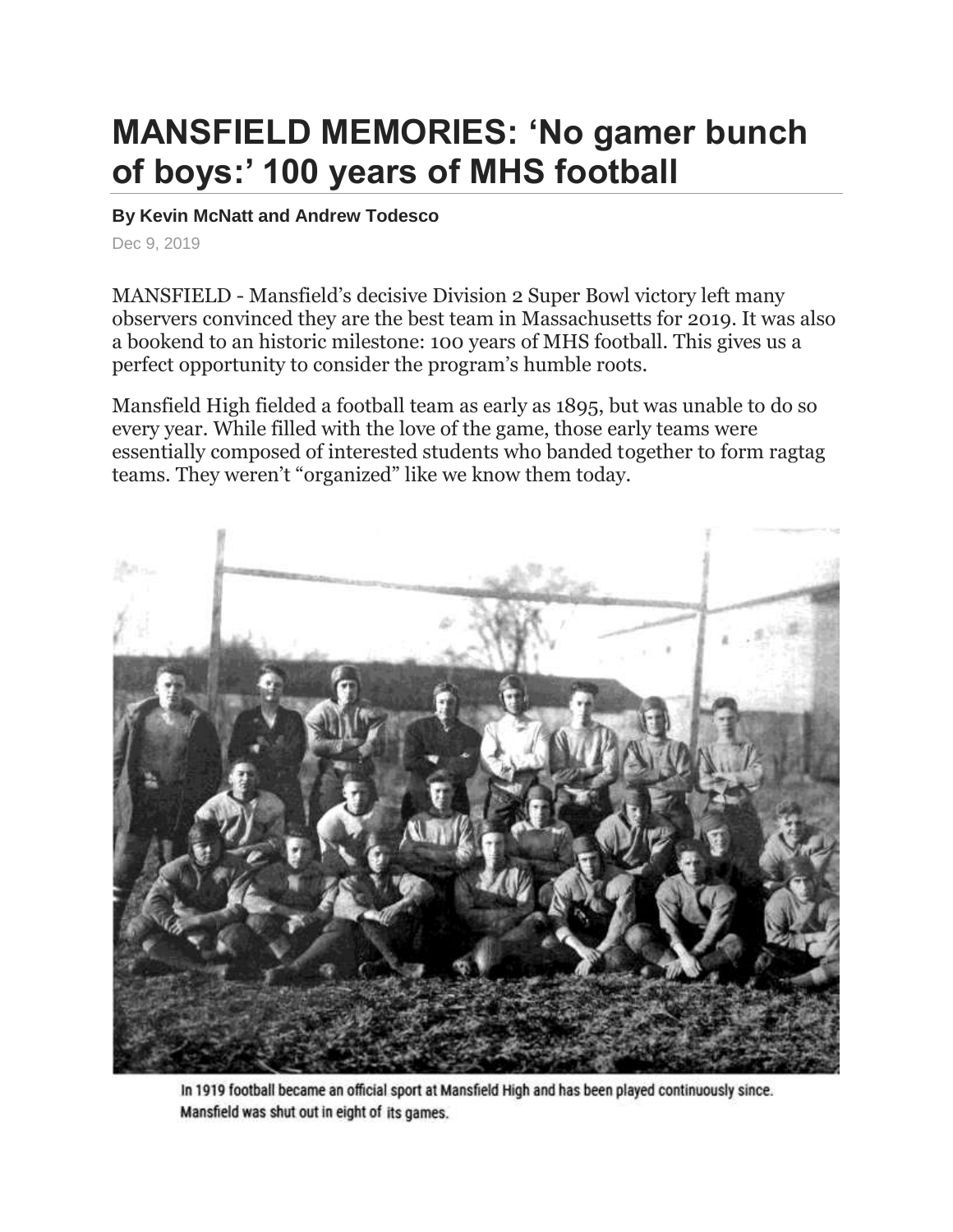# MANSFIELD MEMORIES: 'No gamer bunch of boys:' 100 years of MHS football

**By Kevin McNatt and Andrew Todesco**

Dec 9, 2019

MANSFIELD - Mansfield's decisive Division 2 Super Bowl victory left many observers convinced they are the best team in Massachusetts for 2019. It was also a bookend to an historic milestone: 100 years of MHS football. This gives us a perfect opportunity to consider the program's humble roots.

Mansfield High fielded a football team as early as 1895, but was unable to do so every year. While filled with the love of the game, those early teams were essentially composed of interested students who banded together to form ragtag teams. They weren't "organized" like we know them today.

In 1919 football became an official sport at Mansfield High and has been played continuously since. Mansfield was shut out in eight of its games.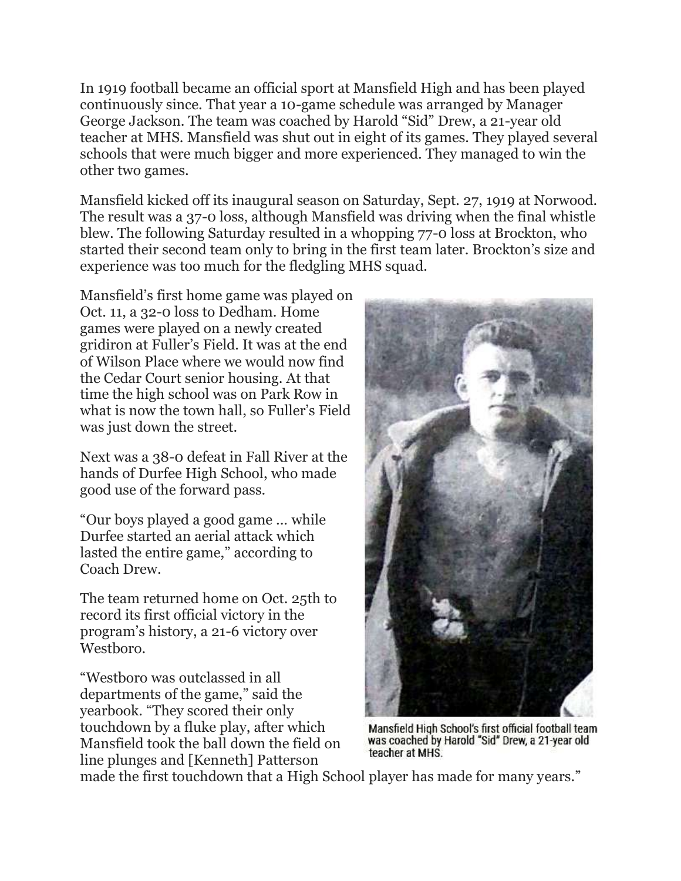In 1919 football became an official sport at Mansfield High and has been played continuously since. That year a 10-game schedule was arranged by Manager George Jackson. The team was coached by Harold "Sid" Drew, a 21-year old teacher at MHS. Mansfield was shut out in eight of its games. They played several schools that were much bigger and more experienced. They managed to win the other two games.

Mansfield kicked off its inaugural season on Saturday, Sept. 27, 1919 at Norwood. The result was a 37-0 loss, although Mansfield was driving when the final whistle blew. The following Saturday resulted in a whopping 77-0 loss at Brockton, who started their second team only to bring in the first team later. Brockton's size and experience was too much for the fledgling MHS squad.

Mansfield's first home game was played on Oct. 11, a 32-0 loss to Dedham. Home games were played on a newly created gridiron at Fuller's Field. It was at the end of Wilson Place where we would now find the Cedar Court senior housing. At that time the high school was on Park Row in what is now the town hall, so Fuller's Field was just down the street.

Next was a 38-0 defeat in Fall River at the hands of Durfee High School, who made good use of the forward pass.

"Our boys played a good game ... while Durfee started an aerial attack which lasted the entire game," according to Coach Drew.

The team returned home on Oct. 25th to record its first official victory in the program's history, a 21-6 victory over Westboro.

"Westboro was outclassed in all departments of the game," said the yearbook. "They scored their only touchdown by a fluke play, after which Mansfield took the ball down the field on line plunges and [Kenneth] Patterson made the first touchdown that a High School player has made for many years."

Mansfield High School's first official football team was coached by Harold "Sid" Drew, a 21-year old teacher at MHS.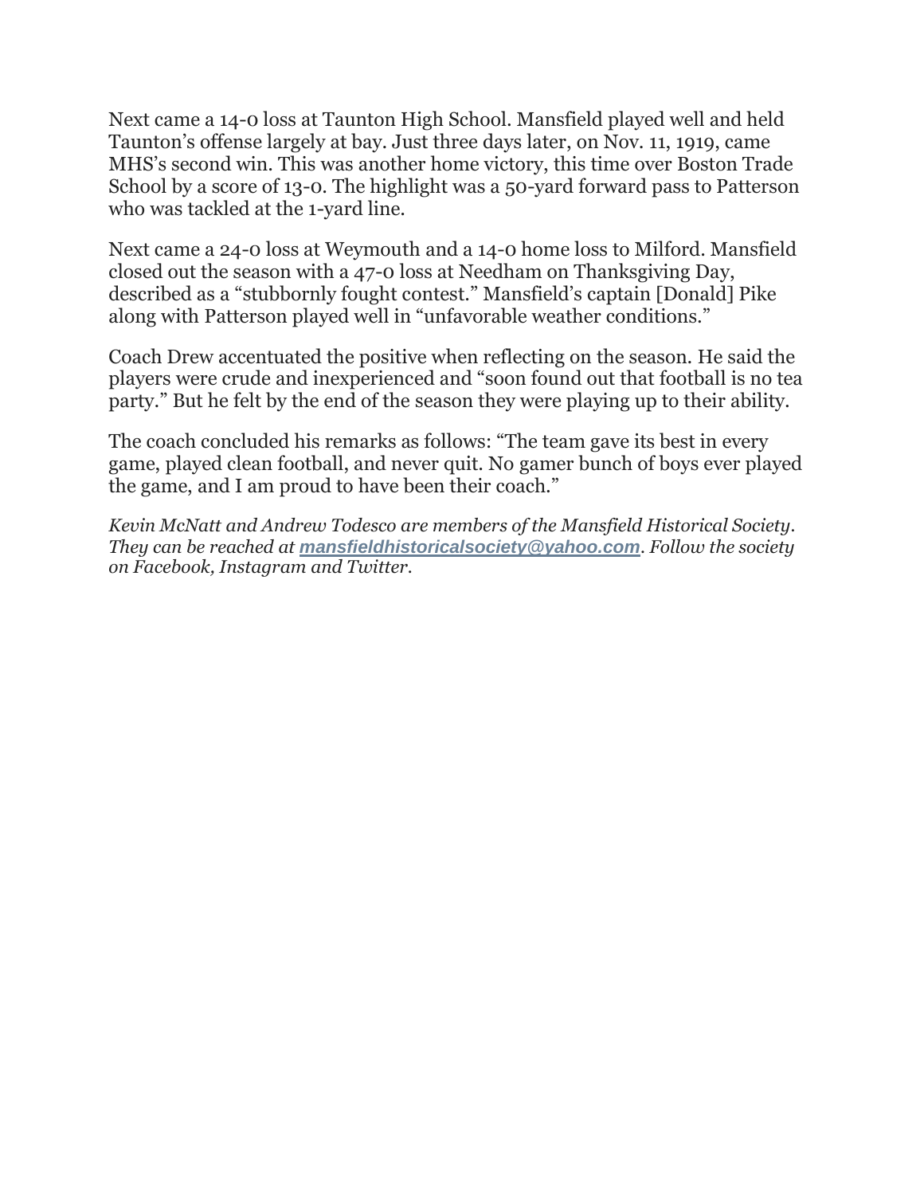Next came a 14-0 loss at Taunton High School. Mansfield played well and held Taunton's offense largely at bay. Just three days later, on Nov. 11, 1919, came MHS's second win. This was another home victory, this time over Boston Trade School by a score of 13-0. The highlight was a 50-yard forward pass to Patterson who was tackled at the 1-yard line.

Next came a 24-0 loss at Weymouth and a 14-0 home loss to Milford. Mansfield closed out the season with a 47-0 loss at Needham on Thanksgiving Day, described as a "stubbornly fought contest." Mansfield's captain [Donald] Pike along with Patterson played well in "unfavorable weather conditions."

Coach Drew accentuated the positive when reflecting on the season. He said the players were crude and inexperienced and "soon found out that football is no tea party." But he felt by the end of the season they were playing up to their ability.

The coach concluded his remarks as follows: "The team gave its best in every game, played clean football, and never quit. No gamer bunch of boys ever played the game, and I am proud to have been their coach."

*Kevin McNatt and Andrew Todesco are members of the Mansfield Historical Society. They can be reached at* ***mansfieldhistoricalsociety@yahoo.com****. Follow the society on Facebook, Instagram and Twitter.*